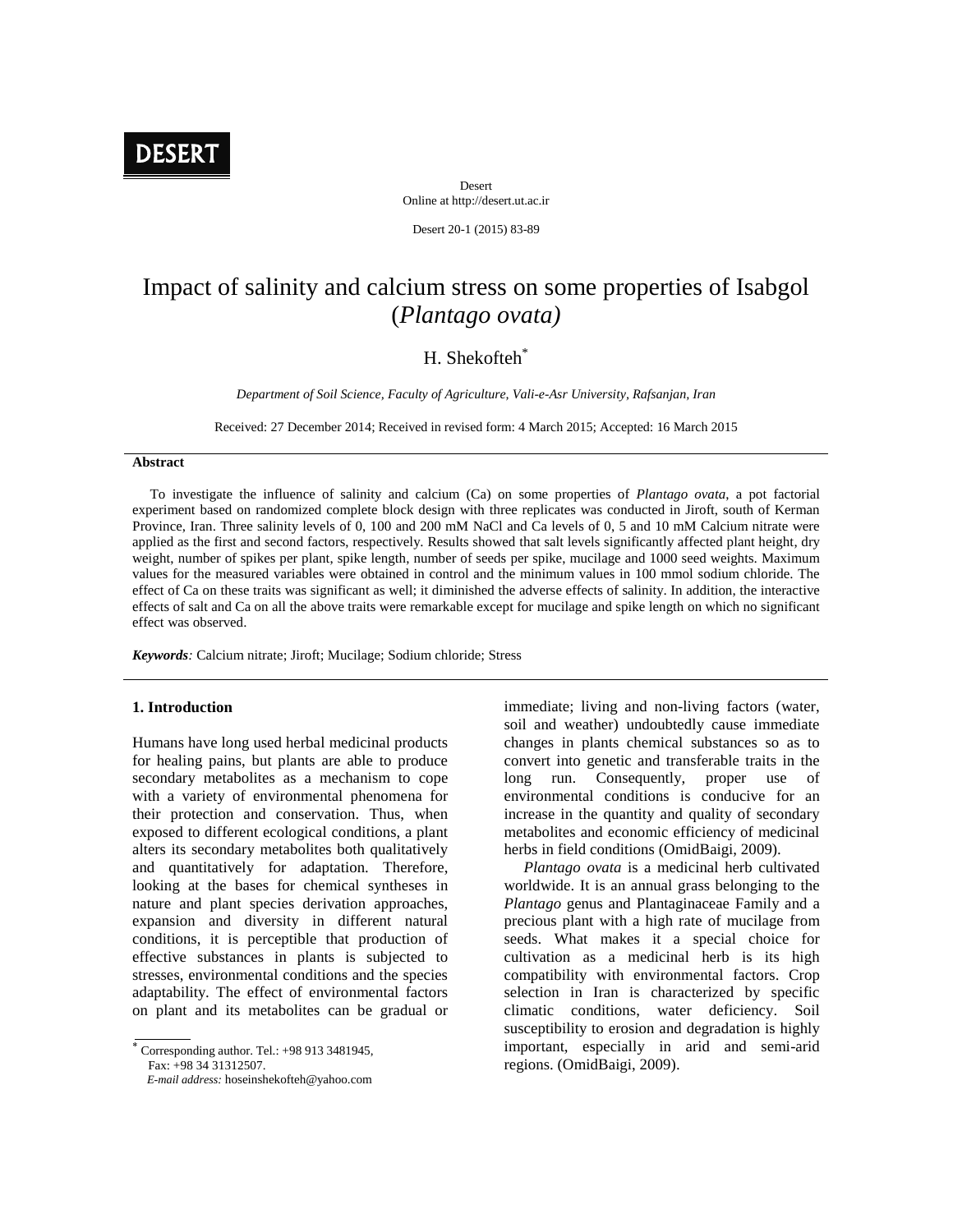# Impact of salinity and calcium stress on some properties of Isabgol (*Plantago ovata)*

H. Shekofteh[*]

*Department of Soil Science, Faculty of Agriculture, Vali-e-Asr University, Rafsanjan, Iran*

Received: 27 December 2014; Received in revised form: 4 March 2015; Accepted: 16 March 2015

## Abstract

To investigate the influence of salinity and calcium (Ca) on some properties of *Plantago ovata*, a pot factorial experiment based on randomized complete block design with three replicates was conducted in Jiroft, south of Kerman Province, Iran. Three salinity levels of 0, 100 and 200 mM NaCl and Ca levels of 0, 5 and 10 mM Calcium nitrate were applied as the first and second factors, respectively. Results showed that salt levels significantly affected plant height, dry weight, number of spikes per plant, spike length, number of seeds per spike, mucilage and 1000 seed weights. Maximum values for the measured variables were obtained in control and the minimum values in 100 mmol sodium chloride. The effect of Ca on these traits was significant as well; it diminished the adverse effects of salinity. In addition, the interactive effects of salt and Ca on all the above traits were remarkable except for mucilage and spike length on which no significant effect was observed.

***Keywords**:* Calcium nitrate; Jiroft; Mucilage; Sodium chloride; Stress

## 1. Introduction

Humans have long used herbal medicinal products for healing pains, but plants are able to produce secondary metabolites as a mechanism to cope with a variety of environmental phenomena for their protection and conservation. Thus, when exposed to different ecological conditions, a plant alters its secondary metabolites both qualitatively and quantitatively for adaptation. Therefore, looking at the bases for chemical syntheses in nature and plant species derivation approaches, expansion and diversity in different natural conditions, it is perceptible that production of effective substances in plants is subjected to stresses, environmental conditions and the species adaptability. The effect of environmental factors on plant and its metabolites can be gradual or immediate; living and non-living factors (water, soil and weather) undoubtedly cause immediate changes in plants chemical substances so as to convert into genetic and transferable traits in the long run. Consequently, proper use of environmental conditions is conducive for an increase in the quantity and quality of secondary metabolites and economic efficiency of medicinal herbs in field conditions (OmidBaigi, 2009).

*Plantago ovata* is a medicinal herb cultivated worldwide. It is an annual grass belonging to the *Plantago* genus and Plantaginaceae Family and a precious plant with a high rate of mucilage from seeds. What makes it a special choice for cultivation as a medicinal herb is its high compatibility with environmental factors. Crop selection in Iran is characterized by specific climatic conditions, water deficiency. Soil susceptibility to erosion and degradation is highly important, especially in arid and semi-arid regions. (OmidBaigi, 2009).

[*] Corresponding author. Tel.: +98 913 3481945, Fax: +98 34 31312507.
*E-mail address:* hoseinshekofteh@yahoo.com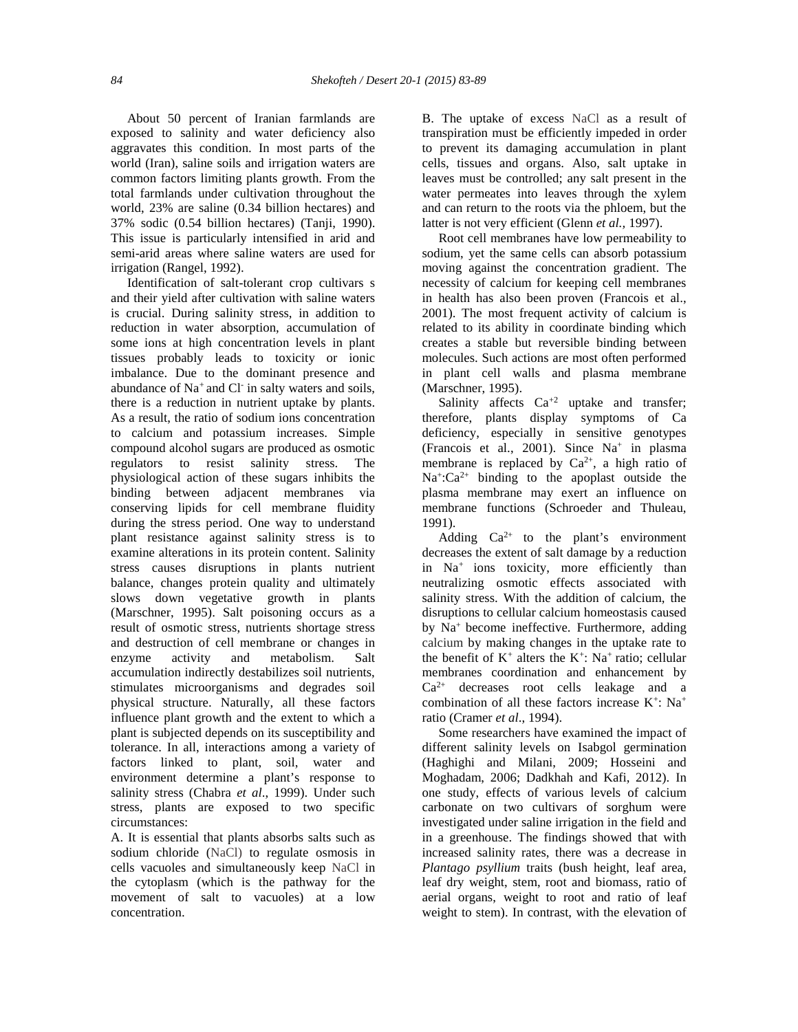About 50 percent of Iranian farmlands are exposed to salinity and water deficiency also aggravates this condition. In most parts of the world (Iran), saline soils and irrigation waters are common factors limiting plants growth. From the total farmlands under cultivation throughout the world, 23% are saline (0.34 billion hectares) and 37% sodic (0.54 billion hectares) (Tanji, 1990). This issue is particularly intensified in arid and semi-arid areas where saline waters are used for irrigation (Rangel, 1992).

Identification of salt-tolerant crop cultivars s and their yield after cultivation with saline waters is crucial. During salinity stress, in addition to reduction in water absorption, accumulation of some ions at high concentration levels in plant tissues probably leads to toxicity or ionic imbalance. Due to the dominant presence and abundance of $Na^+$ and $Cl^-$ in salty waters and soils, there is a reduction in nutrient uptake by plants. As a result, the ratio of sodium ions concentration to calcium and potassium increases. Simple compound alcohol sugars are produced as osmotic regulators to resist salinity stress. The physiological action of these sugars inhibits the binding between adjacent membranes via conserving lipids for cell membrane fluidity during the stress period. One way to understand plant resistance against salinity stress is to examine alterations in its protein content. Salinity stress causes disruptions in plants nutrient balance, changes protein quality and ultimately slows down vegetative growth in plants (Marschner, 1995). Salt poisoning occurs as a result of osmotic stress, nutrients shortage stress and destruction of cell membrane or changes in enzyme activity and metabolism. Salt accumulation indirectly destabilizes soil nutrients, stimulates microorganisms and degrades soil physical structure. Naturally, all these factors influence plant growth and the extent to which a plant is subjected depends on its susceptibility and tolerance. In all, interactions among a variety of factors linked to plant, soil, water and environment determine a plant's response to salinity stress (Chabra *et al*., 1999). Under such stress, plants are exposed to two specific circumstances:

A. It is essential that plants absorbs salts such as sodium chloride (NaCl) to regulate osmosis in cells vacuoles and simultaneously keep NaCl in the cytoplasm (which is the pathway for the movement of salt to vacuoles) at a low concentration.

B. The uptake of excess NaCl as a result of transpiration must be efficiently impeded in order to prevent its damaging accumulation in plant cells, tissues and organs. Also, salt uptake in leaves must be controlled; any salt present in the water permeates into leaves through the xylem and can return to the roots via the phloem, but the latter is not very efficient (Glenn *et al.*, 1997).

Root cell membranes have low permeability to sodium, yet the same cells can absorb potassium moving against the concentration gradient. The necessity of calcium for keeping cell membranes in health has also been proven (Francois et al., 2001). The most frequent activity of calcium is related to its ability in coordinate binding which creates a stable but reversible binding between molecules. Such actions are most often performed in plant cell walls and plasma membrane (Marschner, 1995).

Salinity affects $Ca^{+2}$ uptake and transfer; therefore, plants display symptoms of Ca deficiency, especially in sensitive genotypes (Francois et al., 2001). Since $Na^+$ in plasma membrane is replaced by $Ca^{2+}$, a high ratio of $Na^+$:$Ca^{2+}$ binding to the apoplast outside the plasma membrane may exert an influence on membrane functions (Schroeder and Thuleau, 1991).

Adding $Ca^{2+}$ to the plant's environment decreases the extent of salt damage by a reduction in $Na^+$ ions toxicity, more efficiently than neutralizing osmotic effects associated with salinity stress. With the addition of calcium, the disruptions to cellular calcium homeostasis caused by $Na^+$ become ineffective. Furthermore, adding calcium by making changes in the uptake rate to the benefit of $K^+$ alters the $K^+$: $Na^+$ ratio; cellular membranes coordination and enhancement by $Ca^{2+}$ decreases root cells leakage and a combination of all these factors increase $K^+$: $Na^+$ ratio (Cramer *et al*., 1994).

Some researchers have examined the impact of different salinity levels on Isabgol germination (Haghighi and Milani, 2009; Hosseini and Moghadam, 2006; Dadkhah and Kafi, 2012). In one study, effects of various levels of calcium carbonate on two cultivars of sorghum were investigated under saline irrigation in the field and in a greenhouse. The findings showed that with increased salinity rates, there was a decrease in *Plantago psyllium* traits (bush height, leaf area, leaf dry weight, stem, root and biomass, ratio of aerial organs, weight to root and ratio of leaf weight to stem). In contrast, with the elevation of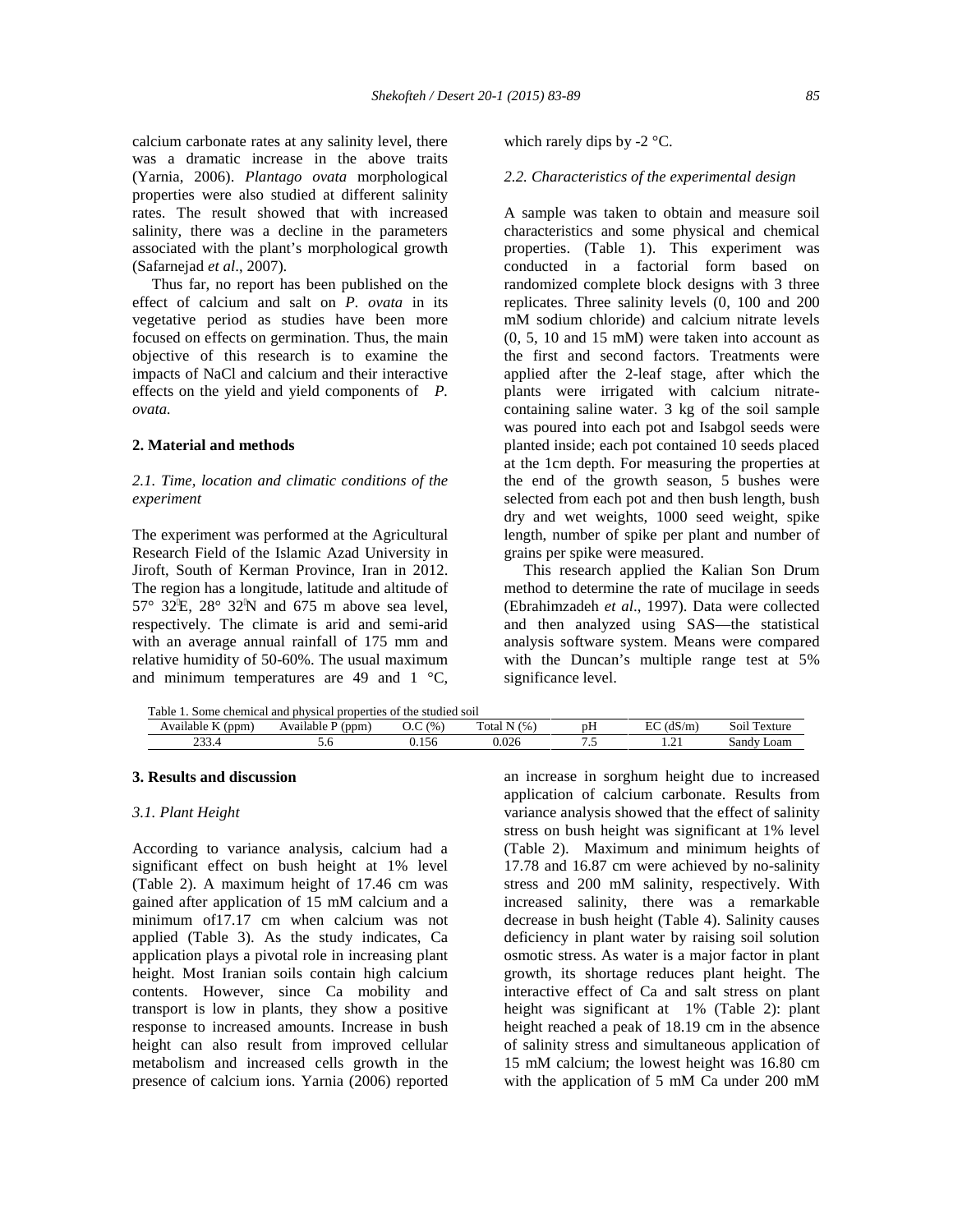calcium carbonate rates at any salinity level, there was a dramatic increase in the above traits (Yarnia, 2006). *Plantago ovata* morphological properties were also studied at different salinity rates. The result showed that with increased salinity, there was a decline in the parameters associated with the plant's morphological growth (Safarnejad *et al*., 2007).

Thus far, no report has been published on the effect of calcium and salt on *P. ovata* in its vegetative period as studies have been more focused on effects on germination. Thus, the main objective of this research is to examine the impacts of NaCl and calcium and their interactive effects on the yield and yield components of *P. ovata.*

## 2. Material and methods

### *2.1. Time, location and climatic conditions of the experiment*

The experiment was performed at the Agricultural Research Field of the Islamic Azad University in Jiroft, South of Kerman Province, Iran in 2012. The region has a longitude, latitude and altitude of 57° 32'E, 28° 32'N and 675 m above sea level, respectively. The climate is arid and semi-arid with an average annual rainfall of 175 mm and relative humidity of 50-60%. The usual maximum and minimum temperatures are 49 and 1 °C, which rarely dips by -2 °C.

### *2.2. Characteristics of the experimental design*

A sample was taken to obtain and measure soil characteristics and some physical and chemical properties. (Table 1). This experiment was conducted in a factorial form based on randomized complete block designs with 3 three replicates. Three salinity levels (0, 100 and 200 mM sodium chloride) and calcium nitrate levels (0, 5, 10 and 15 mM) were taken into account as the first and second factors. Treatments were applied after the 2-leaf stage, after which the plants were irrigated with calcium nitrate-containing saline water. 3 kg of the soil sample was poured into each pot and Isabgol seeds were planted inside; each pot contained 10 seeds placed at the 1cm depth. For measuring the properties at the end of the growth season, 5 bushes were selected from each pot and then bush length, bush dry and wet weights, 1000 seed weight, spike length, number of spike per plant and number of grains per spike were measured.

This research applied the Kalian Son Drum method to determine the rate of mucilage in seeds (Ebrahimzadeh *et al*., 1997). Data were collected and then analyzed using SAS—the statistical analysis software system. Means were compared with the Duncan's multiple range test at 5% significance level.

Table 1. Some chemical and physical properties of the studied soil

| Available K (ppm) | Available P (ppm) | O.C (%) | Total N (%) | pH | EC (dS/m) | Soil Texture |
|---|---|---|---|---|---|---|
| 233.4 | 5.6 | 0.156 | 0.026 | 7.5 | 1.21 | Sandy Loam |

## 3. Results and discussion

### *3.1. Plant Height*

According to variance analysis, calcium had a significant effect on bush height at 1% level (Table 2). A maximum height of 17.46 cm was gained after application of 15 mM calcium and a minimum of17.17 cm when calcium was not applied (Table 3). As the study indicates, Ca application plays a pivotal role in increasing plant height. Most Iranian soils contain high calcium contents. However, since Ca mobility and transport is low in plants, they show a positive response to increased amounts. Increase in bush height can also result from improved cellular metabolism and increased cells growth in the presence of calcium ions. Yarnia (2006) reported an increase in sorghum height due to increased application of calcium carbonate. Results from variance analysis showed that the effect of salinity stress on bush height was significant at 1% level (Table 2). Maximum and minimum heights of 17.78 and 16.87 cm were achieved by no-salinity stress and 200 mM salinity, respectively. With increased salinity, there was a remarkable decrease in bush height (Table 4). Salinity causes deficiency in plant water by raising soil solution osmotic stress. As water is a major factor in plant growth, its shortage reduces plant height. The interactive effect of Ca and salt stress on plant height was significant at 1% (Table 2): plant height reached a peak of 18.19 cm in the absence of salinity stress and simultaneous application of 15 mM calcium; the lowest height was 16.80 cm with the application of 5 mM Ca under 200 mM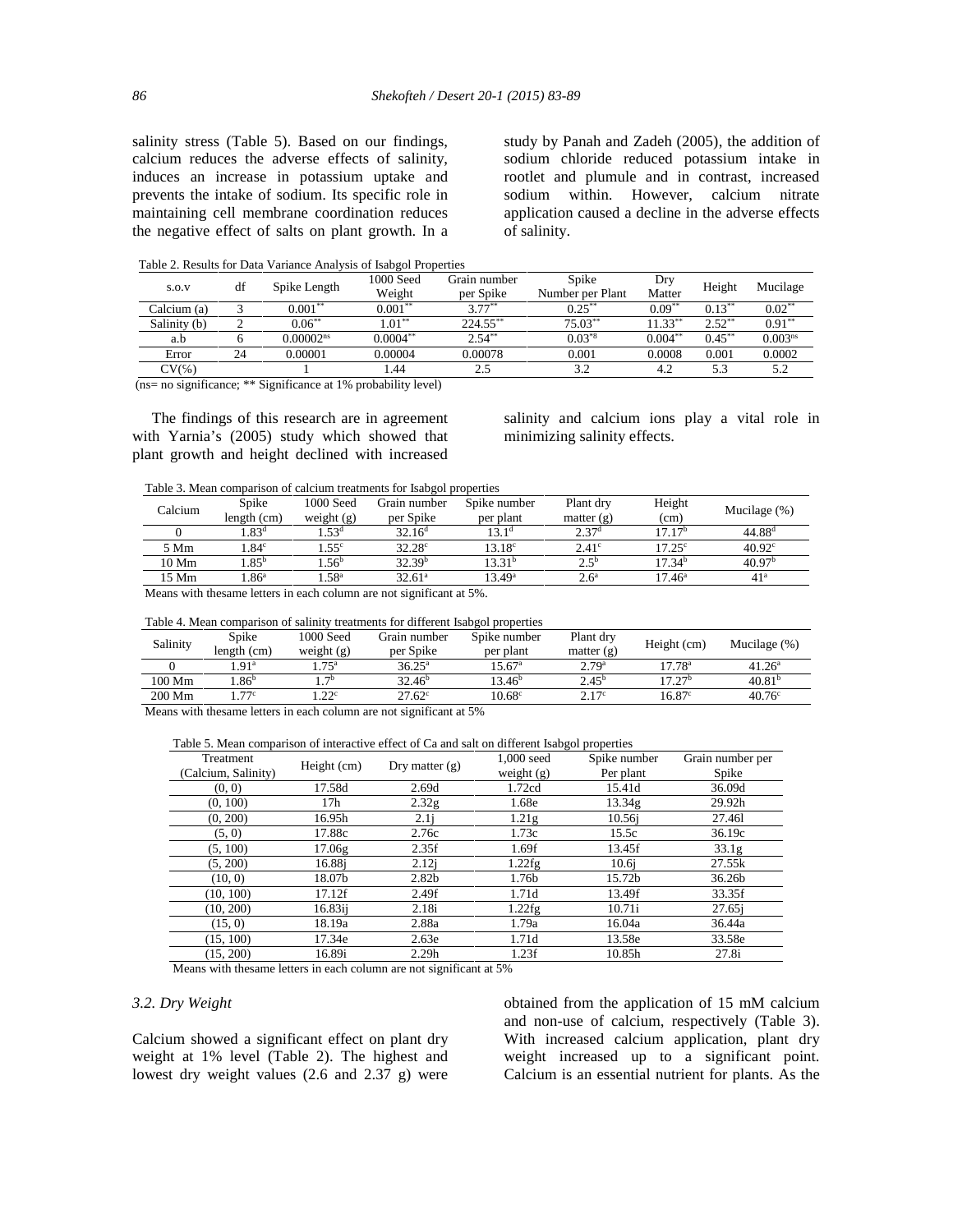salinity stress (Table 5). Based on our findings, calcium reduces the adverse effects of salinity, induces an increase in potassium uptake and prevents the intake of sodium. Its specific role in maintaining cell membrane coordination reduces the negative effect of salts on plant growth. In a study by Panah and Zadeh (2005), the addition of sodium chloride reduced potassium intake in rootlet and plumule and in contrast, increased sodium within. However, calcium nitrate application caused a decline in the adverse effects of salinity.

Table 2. Results for Data Variance Analysis of Isabgol Properties

| s.o.v | df | Spike Length | 1000 Seed Weight | Grain number per Spike | Spike Number per Plant | Dry Matter | Height | Mucilage |
|---|---|---|---|---|---|---|---|---|
| Calcium (a) | 3 | $0.001^{**}$ | $0.001^{**}$ | $3.77^{**}$ | $0.25^{**}$ | $0.09^{**}$ | $0.13^{**}$ | $0.02^{**}$ |
| Salinity (b) | 2 | $0.06^{**}$ | $1.01^{**}$ | $224.55^{**}$ | $75.03^{**}$ | $11.33^{**}$ | $2.52^{**}$ | $0.91^{**}$ |
| a.b | 6 | $0.00002^{ns}$ | $0.0004^{**}$ | $2.54^{**}$ | $0.03^{*8}$ | $0.004^{**}$ | $0.45^{**}$ | $0.003^{ns}$ |
| Error | 24 | 0.00001 | 0.00004 | 0.00078 | 0.001 | 0.0008 | 0.001 | 0.0002 |
| CV(%) | | 1 | 1.44 | 2.5 | 3.2 | 4.2 | 5.3 | 5.2 |

(ns= no significance; ** Significance at 1% probability level)

The findings of this research are in agreement with Yarnia's (2005) study which showed that plant growth and height declined with increased salinity and calcium ions play a vital role in minimizing salinity effects.

Table 3. Mean comparison of calcium treatments for Isabgol properties

| Calcium | Spike length (cm) | 1000 Seed weight (g) | Grain number per Spike | Spike number per plant | Plant dry matter (g) | Height (cm) | Mucilage (%) |
|---|---|---|---|---|---|---|---|
| 0 | $1.83^{d}$ | $1.53^{d}$ | $32.16^{d}$ | $13.1^{d}$ | $2.37^{d}$ | $17.17^{b}$ | $44.88^{d}$ |
| 5 Mm | $1.84^{c}$ | $1.55^{c}$ | $32.28^{c}$ | $13.18^{c}$ | $2.41^{c}$ | $17.25^{c}$ | $40.92^{c}$ |
| 10 Mm | $1.85^{b}$ | $1.56^{b}$ | $32.39^{b}$ | $13.31^{b}$ | $2.5^{b}$ | $17.34^{b}$ | $40.97^{b}$ |
| 15 Mm | $1.86^{a}$ | $1.58^{a}$ | $32.61^{a}$ | $13.49^{a}$ | $2.6^{a}$ | $17.46^{a}$ | $41^{a}$ |

Means with thesame letters in each column are not significant at 5%.

Table 4. Mean comparison of salinity treatments for different Isabgol properties

| Salinity | Spike length (cm) | 1000 Seed weight (g) | Grain number per Spike | Spike number per plant | Plant dry matter (g) | Height (cm) | Mucilage (%) |
|---|---|---|---|---|---|---|---|
| 0 | $1.91^{a}$ | $1.75^{a}$ | $36.25^{a}$ | $15.67^{a}$ | $2.79^{a}$ | $17.78^{a}$ | $41.26^{a}$ |
| 100 Mm | $1.86^{b}$ | $1.7^{b}$ | $32.46^{b}$ | $13.46^{b}$ | $2.45^{b}$ | $17.27^{b}$ | $40.81^{b}$ |
| 200 Mm | $1.77^{c}$ | $1.22^{c}$ | $27.62^{c}$ | $10.68^{c}$ | $2.17^{c}$ | $16.87^{c}$ | $40.76^{c}$ |

Means with thesame letters in each column are not significant at 5%

Table 5. Mean comparison of interactive effect of Ca and salt on different Isabgol properties

| Treatment (Calcium, Salinity) | Height (cm) | Dry matter (g) | 1,000 seed weight (g) | Spike number Per plant | Grain number per Spike |
|---|---|---|---|---|---|
| (0, 0) | 17.58d | 2.69d | 1.72cd | 15.41d | 36.09d |
| (0, 100) | 17h | 2.32g | 1.68e | 13.34g | 29.92h |
| (0, 200) | 16.95h | 2.1j | 1.21g | 10.56j | 27.46l |
| (5, 0) | 17.88c | 2.76c | 1.73c | 15.5c | 36.19c |
| (5, 100) | 17.06g | 2.35f | 1.69f | 13.45f | 33.1g |
| (5, 200) | 16.88j | 2.12j | 1.22fg | 10.6j | 27.55k |
| (10, 0) | 18.07b | 2.82b | 1.76b | 15.72b | 36.26b |
| (10, 100) | 17.12f | 2.49f | 1.71d | 13.49f | 33.35f |
| (10, 200) | 16.83ij | 2.18i | 1.22fg | 10.71i | 27.65j |
| (15, 0) | 18.19a | 2.88a | 1.79a | 16.04a | 36.44a |
| (15, 100) | 17.34e | 2.63e | 1.71d | 13.58e | 33.58e |
| (15, 200) | 16.89i | 2.29h | 1.23f | 10.85h | 27.8i |

Means with thesame letters in each column are not significant at 5%

### *3.2. Dry Weight*

Calcium showed a significant effect on plant dry weight at 1% level (Table 2). The highest and lowest dry weight values (2.6 and 2.37 g) were obtained from the application of 15 mM calcium and non-use of calcium, respectively (Table 3). With increased calcium application, plant dry weight increased up to a significant point. Calcium is an essential nutrient for plants. As the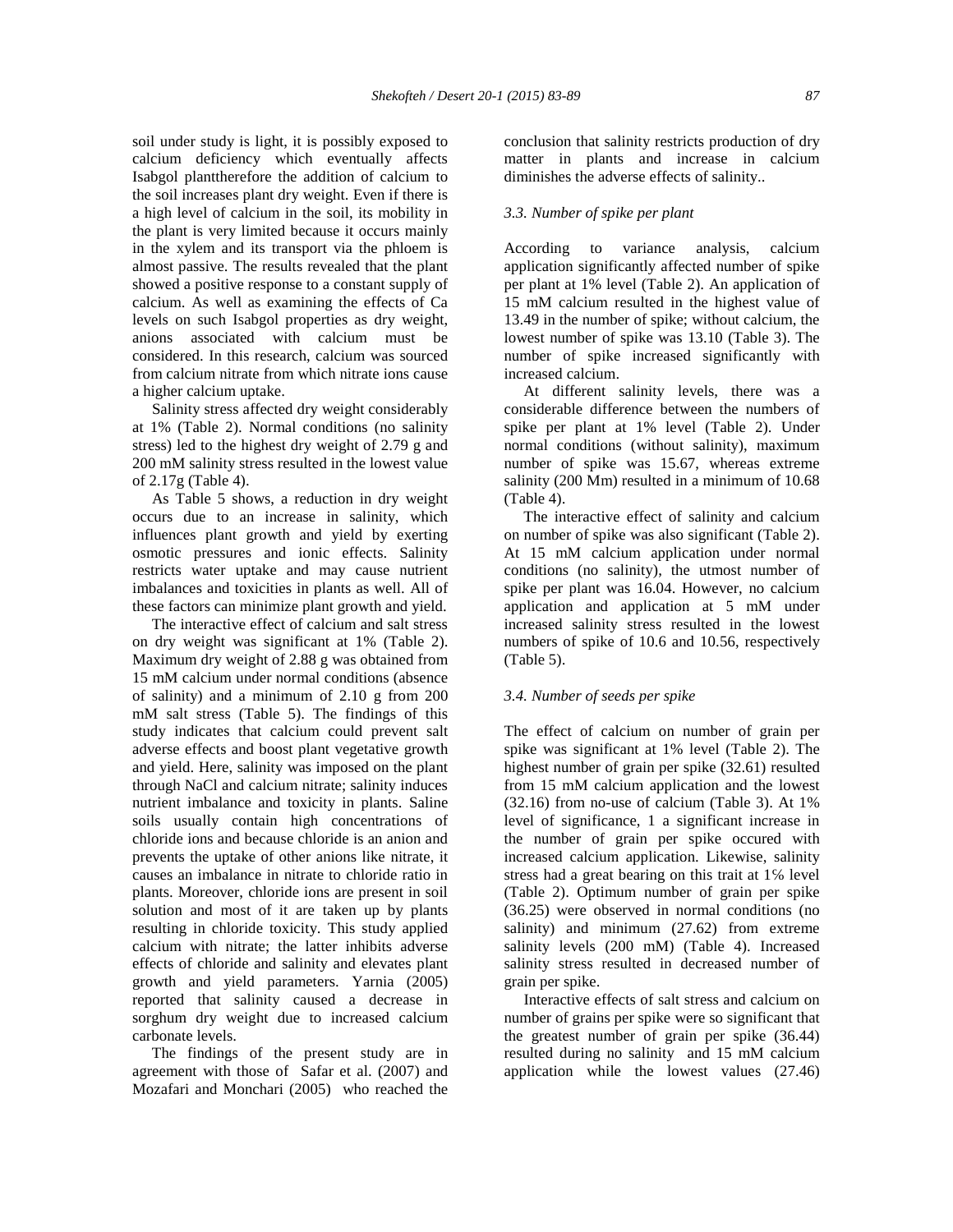soil under study is light, it is possibly exposed to calcium deficiency which eventually affects Isabgol planttherefore the addition of calcium to the soil increases plant dry weight. Even if there is a high level of calcium in the soil, its mobility in the plant is very limited because it occurs mainly in the xylem and its transport via the phloem is almost passive. The results revealed that the plant showed a positive response to a constant supply of calcium. As well as examining the effects of Ca levels on such Isabgol properties as dry weight, anions associated with calcium must be considered. In this research, calcium was sourced from calcium nitrate from which nitrate ions cause a higher calcium uptake.

Salinity stress affected dry weight considerably at 1% (Table 2). Normal conditions (no salinity stress) led to the highest dry weight of 2.79 g and 200 mM salinity stress resulted in the lowest value of 2.17g (Table 4).

As Table 5 shows, a reduction in dry weight occurs due to an increase in salinity, which influences plant growth and yield by exerting osmotic pressures and ionic effects. Salinity restricts water uptake and may cause nutrient imbalances and toxicities in plants as well. All of these factors can minimize plant growth and yield.

The interactive effect of calcium and salt stress on dry weight was significant at 1% (Table 2). Maximum dry weight of 2.88 g was obtained from 15 mM calcium under normal conditions (absence of salinity) and a minimum of 2.10 g from 200 mM salt stress (Table 5). The findings of this study indicates that calcium could prevent salt adverse effects and boost plant vegetative growth and yield. Here, salinity was imposed on the plant through NaCl and calcium nitrate; salinity induces nutrient imbalance and toxicity in plants. Saline soils usually contain high concentrations of chloride ions and because chloride is an anion and prevents the uptake of other anions like nitrate, it causes an imbalance in nitrate to chloride ratio in plants. Moreover, chloride ions are present in soil solution and most of it are taken up by plants resulting in chloride toxicity. This study applied calcium with nitrate; the latter inhibits adverse effects of chloride and salinity and elevates plant growth and yield parameters. Yarnia (2005) reported that salinity caused a decrease in sorghum dry weight due to increased calcium carbonate levels.

The findings of the present study are in agreement with those of Safar et al. (2007) and Mozafari and Monchari (2005) who reached the conclusion that salinity restricts production of dry matter in plants and increase in calcium diminishes the adverse effects of salinity..

### *3.3. Number of spike per plant*

According to variance analysis, calcium application significantly affected number of spike per plant at 1% level (Table 2). An application of 15 mM calcium resulted in the highest value of 13.49 in the number of spike; without calcium, the lowest number of spike was 13.10 (Table 3). The number of spike increased significantly with increased calcium.

At different salinity levels, there was a considerable difference between the numbers of spike per plant at 1% level (Table 2). Under normal conditions (without salinity), maximum number of spike was 15.67, whereas extreme salinity (200 Mm) resulted in a minimum of 10.68 (Table 4).

The interactive effect of salinity and calcium on number of spike was also significant (Table 2). At 15 mM calcium application under normal conditions (no salinity), the utmost number of spike per plant was 16.04. However, no calcium application and application at 5 mM under increased salinity stress resulted in the lowest numbers of spike of 10.6 and 10.56, respectively (Table 5).

### *3.4. Number of seeds per spike*

The effect of calcium on number of grain per spike was significant at 1% level (Table 2). The highest number of grain per spike (32.61) resulted from 15 mM calcium application and the lowest (32.16) from no-use of calcium (Table 3). At 1% level of significance, 1 a significant increase in the number of grain per spike occured with increased calcium application. Likewise, salinity stress had a great bearing on this trait at 1% level (Table 2). Optimum number of grain per spike (36.25) were observed in normal conditions (no salinity) and minimum (27.62) from extreme salinity levels (200 mM) (Table 4). Increased salinity stress resulted in decreased number of grain per spike.

Interactive effects of salt stress and calcium on number of grains per spike were so significant that the greatest number of grain per spike (36.44) resulted during no salinity and 15 mM calcium application while the lowest values (27.46)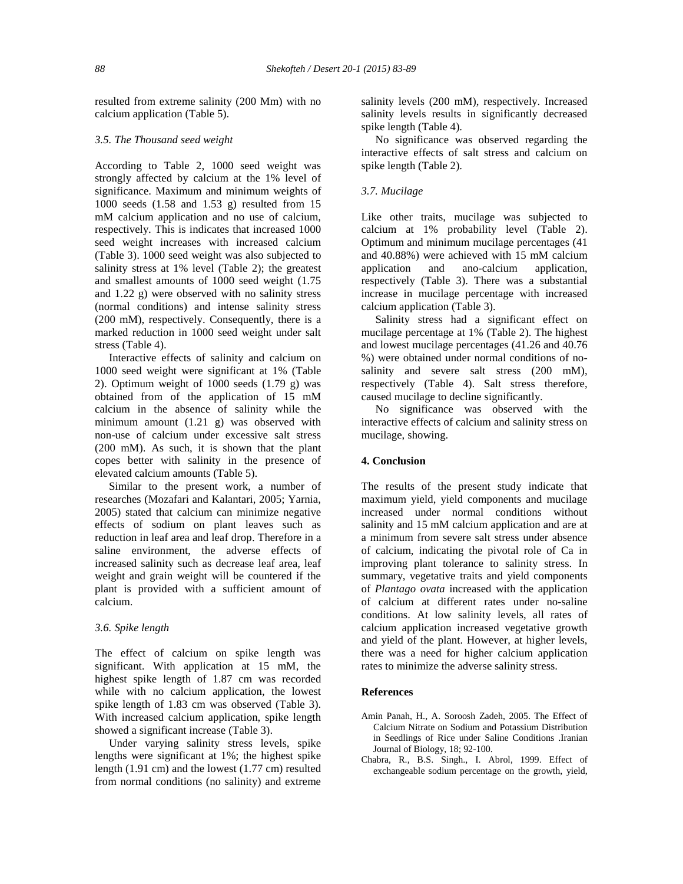resulted from extreme salinity (200 Mm) with no calcium application (Table 5).

### 3.5. The Thousand seed weight

According to Table 2, 1000 seed weight was strongly affected by calcium at the 1% level of significance. Maximum and minimum weights of 1000 seeds (1.58 and 1.53 g) resulted from 15 mM calcium application and no use of calcium, respectively. This is indicates that increased 1000 seed weight increases with increased calcium (Table 3). 1000 seed weight was also subjected to salinity stress at 1% level (Table 2); the greatest and smallest amounts of 1000 seed weight (1.75 and 1.22 g) were observed with no salinity stress (normal conditions) and intense salinity stress (200 mM), respectively. Consequently, there is a marked reduction in 1000 seed weight under salt stress (Table 4).

Interactive effects of salinity and calcium on 1000 seed weight were significant at 1% (Table 2). Optimum weight of 1000 seeds (1.79 g) was obtained from of the application of 15 mM calcium in the absence of salinity while the minimum amount (1.21 g) was observed with non-use of calcium under excessive salt stress (200 mM). As such, it is shown that the plant copes better with salinity in the presence of elevated calcium amounts (Table 5).

Similar to the present work, a number of researches (Mozafari and Kalantari, 2005; Yarnia, 2005) stated that calcium can minimize negative effects of sodium on plant leaves such as reduction in leaf area and leaf drop. Therefore in a saline environment, the adverse effects of increased salinity such as decrease leaf area, leaf weight and grain weight will be countered if the plant is provided with a sufficient amount of calcium.

### 3.6. Spike length

The effect of calcium on spike length was significant. With application at 15 mM, the highest spike length of 1.87 cm was recorded while with no calcium application, the lowest spike length of 1.83 cm was observed (Table 3). With increased calcium application, spike length showed a significant increase (Table 3).

Under varying salinity stress levels, spike lengths were significant at 1%; the highest spike length (1.91 cm) and the lowest (1.77 cm) resulted from normal conditions (no salinity) and extreme salinity levels (200 mM), respectively. Increased salinity levels results in significantly decreased spike length (Table 4).

No significance was observed regarding the interactive effects of salt stress and calcium on spike length (Table 2).

### 3.7. Mucilage

Like other traits, mucilage was subjected to calcium at 1% probability level (Table 2). Optimum and minimum mucilage percentages (41 and 40.88%) were achieved with 15 mM calcium application and ano-calcium application, respectively (Table 3). There was a substantial increase in mucilage percentage with increased calcium application (Table 3).

Salinity stress had a significant effect on mucilage percentage at 1% (Table 2). The highest and lowest mucilage percentages (41.26 and 40.76 %) were obtained under normal conditions of no-salinity and severe salt stress (200 mM), respectively (Table 4). Salt stress therefore, caused mucilage to decline significantly.

No significance was observed with the interactive effects of calcium and salinity stress on mucilage, showing.

## 4. Conclusion

The results of the present study indicate that maximum yield, yield components and mucilage increased under normal conditions without salinity and 15 mM calcium application and are at a minimum from severe salt stress under absence of calcium, indicating the pivotal role of Ca in improving plant tolerance to salinity stress. In summary, vegetative traits and yield components of *Plantago ovata* increased with the application of calcium at different rates under no-saline conditions. At low salinity levels, all rates of calcium application increased vegetative growth and yield of the plant. However, at higher levels, there was a need for higher calcium application rates to minimize the adverse salinity stress.

## References

Amin Panah, H., A. Soroosh Zadeh, 2005. The Effect of Calcium Nitrate on Sodium and Potassium Distribution in Seedlings of Rice under Saline Conditions .Iranian Journal of Biology, 18; 92-100.

Chabra, R., B.S. Singh., I. Abrol, 1999. Effect of exchangeable sodium percentage on the growth, yield,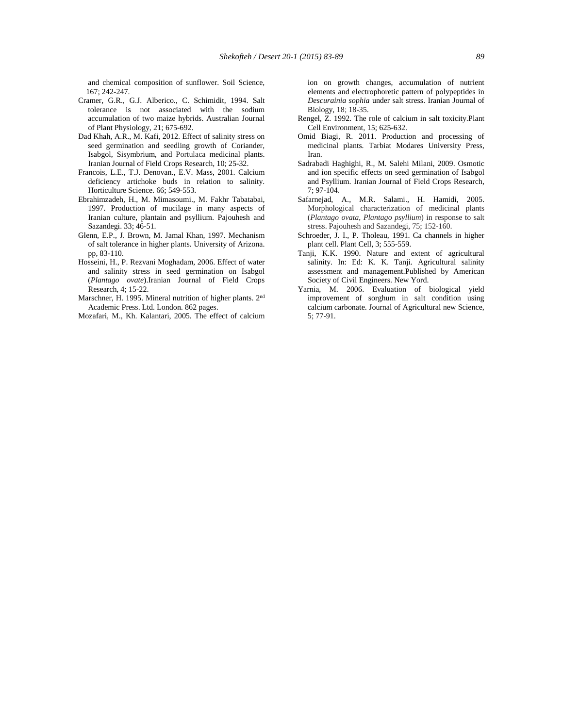and chemical composition of sunflower. Soil Science, 167; 242-247.

Cramer, G.R., G.J. Alberico., C. Schimidit, 1994. Salt tolerance is not associated with the sodium accumulation of two maize hybrids. Australian Journal of Plant Physiology, 21; 675-692.

Dad Khah, A.R., M. Kafi, 2012. Effect of salinity stress on seed germination and seedling growth of Coriander, Isabgol, Sisymbrium, and Portulaca medicinal plants. Iranian Journal of Field Crops Research, 10; 25-32.

Francois, L.E., T.J. Denovan., E.V. Mass, 2001. Calcium deficiency artichoke buds in relation to salinity. Horticulture Science. 66; 549-553.

Ebrahimzadeh, H., M. Mimasoumi., M. Fakhr Tabatabai, 1997. Production of mucilage in many aspects of Iranian culture, plantain and psyllium. Pajouhesh and Sazandegi. 33; 46-51.

Glenn, E.P., J. Brown, M. Jamal Khan, 1997. Mechanism of salt tolerance in higher plants. University of Arizona. pp, 83-110.

Hosseini, H., P. Rezvani Moghadam, 2006. Effect of water and salinity stress in seed germination on Isabgol (*Plantago ovate*).Iranian Journal of Field Crops Research, 4; 15-22.

Marschner, H. 1995. Mineral nutrition of higher plants. 2[nd] Academic Press. Ltd. London. 862 pages.

Mozafari, M., Kh. Kalantari, 2005. The effect of calcium ion on growth changes, accumulation of nutrient elements and electrophoretic pattern of polypeptides in *Descurainia sophia* under salt stress. Iranian Journal of Biology, 18; 18-35.

Rengel, Z. 1992. The role of calcium in salt toxicity.Plant Cell Environment, 15; 625-632.

Omid Biagi, R. 2011. Production and processing of medicinal plants. Tarbiat Modares University Press, Iran.

Sadrabadi Haghighi, R., M. Salehi Milani, 2009. Osmotic and ion specific effects on seed germination of Isabgol and Psyllium. Iranian Journal of Field Crops Research, 7; 97-104.

Safarnejad, A., M.R. Salami., H. Hamidi, 2005. Morphological characterization of medicinal plants (*Plantago ovata, Plantago psyllium*) in response to salt stress. Pajouhesh and Sazandegi, 75; 152-160.

Schroeder, J. I., P. Tholeau, 1991. Ca channels in higher plant cell. Plant Cell, 3; 555-559.

Tanji, K.K. 1990. Nature and extent of agricultural salinity. In: Ed: K. K. Tanji. Agricultural salinity assessment and management.Published by American Society of Civil Engineers. New Yord.

Yarnia, M. 2006. Evaluation of biological yield improvement of sorghum in salt condition using calcium carbonate. Journal of Agricultural new Science, 5; 77-91.